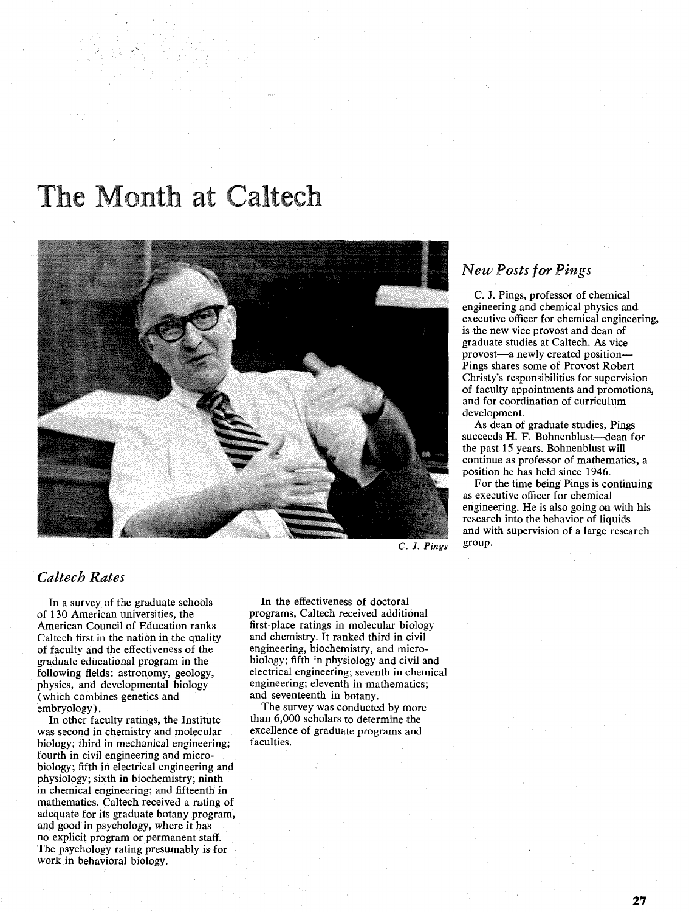# The Month at Caltech

C. J. Pings

## *New Posts for Pings*

C. J. Pings, professor of chemical engineering and chemical physics and executive officer for chemical engineering, is the new vice provost and dean of graduate studies at Caltech. As vice provost—a newly created position—Pings shares some of Provost Robert Christy's responsibilities for supervision of faculty appointments and promotions, and for coordination of curriculum development.

As dean of graduate studies, Pings succeeds H. F. Bohnenblust—dean for the past 15 years. Bohnenblust will continue as professor of mathematics, a position he has held since 1946.

For the time being Pings is continuing as executive officer for chemical engineering. He is also going on with his research into the behavior of liquids and with supervision of a large research group.

## *Caltech Rates*

In a survey of the graduate schools of 130 American universities, the American Council of Education ranks Caltech first in the nation in the quality of faculty and the effectiveness of the graduate educational program in the following fields: astronomy, geology, physics, and developmental biology (which combines genetics and embryology).

In other faculty ratings, the Institute was second in chemistry and molecular biology; third in mechanical engineering; fourth in civil engineering and microbiology; fifth in electrical engineering and physiology; sixth in biochemistry; ninth in chemical engineering; and fifteenth in mathematics. Caltech received a rating of adequate for its graduate botany program, and good in psychology, where it has no explicit program or permanent staff. The psychology rating presumably is for work in behavioral biology.

In the effectiveness of doctoral programs, Caltech received additional first-place ratings in molecular biology and chemistry. It ranked third in civil engineering, biochemistry, and microbiology; fifth in physiology and civil and electrical engineering; seventh in chemical engineering; eleventh in mathematics; and seventeenth in botany.

The survey was conducted by more than 6,000 scholars to determine the excellence of graduate programs and faculties.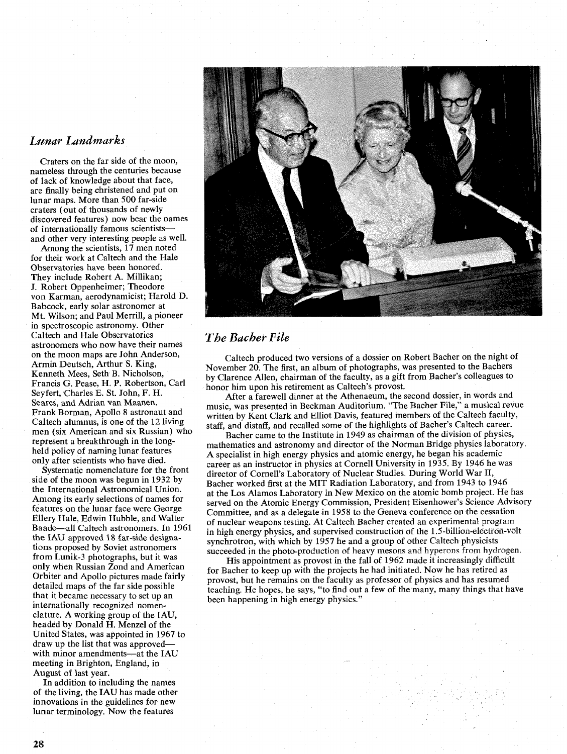## *Lunar Landmarks*

Craters on the far side of the moon, nameless through the centuries because of lack of knowledge about that face, are finally being christened and put on lunar maps. More than 500 far-side craters (out of thousands of newly discovered features) now bear the names of internationally famous scientists—and other very interesting people as well.

Among the scientists, 17 men noted for their work at Caltech and the Hale Observatories have been honored. They include Robert A. Millikan; J. Robert Oppenheimer; Theodore von Karman, aerodynamicist; Harold D. Babcock, early solar astronomer at Mt. Wilson; and Paul Merrill, a pioneer in spectroscopic astronomy. Other Caltech and Hale Observatories astronomers who now have their names on the moon maps are John Anderson, Armin Deutsch, Arthur S. King, Kenneth Mees, Seth B. Nicholson, Francis G. Pease, H. P. Robertson, Carl Seyfert, Charles E. St. John, F. H. Seares, and Adrian van Maanen. Frank Borman, Apollo 8 astronaut and Caltech alumnus, is one of the 12 living men (six American and six Russian) who represent a breakthrough in the long-held policy of naming lunar features only after scientists who have died.

Systematic nomenclature for the front side of the moon was begun in 1932 by the International Astronomical Union. Among its early selections of names for features on the lunar face were George Ellery Hale, Edwin Hubble, and Walter Baade—all Caltech astronomers. In 1961 the IAU approved 18 far-side designations proposed by Soviet astronomers from Lunik-3 photographs, but it was only when Russian Zond and American Orbiter and Apollo pictures made fairly detailed maps of the far side possible that it became necessary to set up an internationally recognized nomenclature. A working group of the IAU, headed by Donald H. Menzel of the United States, was appointed in 1967 to draw up the list that was approved—with minor amendments—at the IAU meeting in Brighton, England, in August of last year.

In addition to including the names of the living, the IAU has made other innovations in the guidelines for new lunar terminology. Now the features

## *The Bacher File*

Caltech produced two versions of a dossier on Robert Bacher on the night of November 20. The first, an album of photographs, was presented to the Bachers by Clarence Allen, chairman of the faculty, as a gift from Bacher's colleagues to honor him upon his retirement as Caltech's provost.

After a farewell dinner at the Athenaeum, the second dossier, in words and music, was presented in Beckman Auditorium. "The Bacher File," a musical revue written by Kent Clark and Elliot Davis, featured members of the Caltech faculty, staff, and distaff, and recalled some of the highlights of Bacher's Caltech career.

Bacher came to the Institute in 1949 as chairman of the division of physics, mathematics and astronomy and director of the Norman Bridge physics laboratory. A specialist in high energy physics and atomic energy, he began his academic career as an instructor in physics at Cornell University in 1935. By 1946 he was director of Cornell's Laboratory of Nuclear Studies. During World War II, Bacher worked first at the MIT Radiation Laboratory, and from 1943 to 1946 at the Los Alamos Laboratory in New Mexico on the atomic bomb project. He has served on the Atomic Energy Commission, President Eisenhower's Science Advisory Committee, and as a delegate in 1958 to the Geneva conference on the cessation of nuclear weapons testing. At Caltech Bacher created an experimental program in high energy physics, and supervised construction of the 1.5-billion-electron-volt synchrotron, with which by 1957 he and a group of other Caltech physicists succeeded in the photo-production of heavy mesons and hyperons from hydrogen.

His appointment as provost in the fall of 1962 made it increasingly difficult for Bacher to keep up with the projects he had initiated. Now he has retired as provost, but he remains on the faculty as professor of physics and has resumed teaching. He hopes, he says, "to find out a few of the many, many things that have been happening in high energy physics."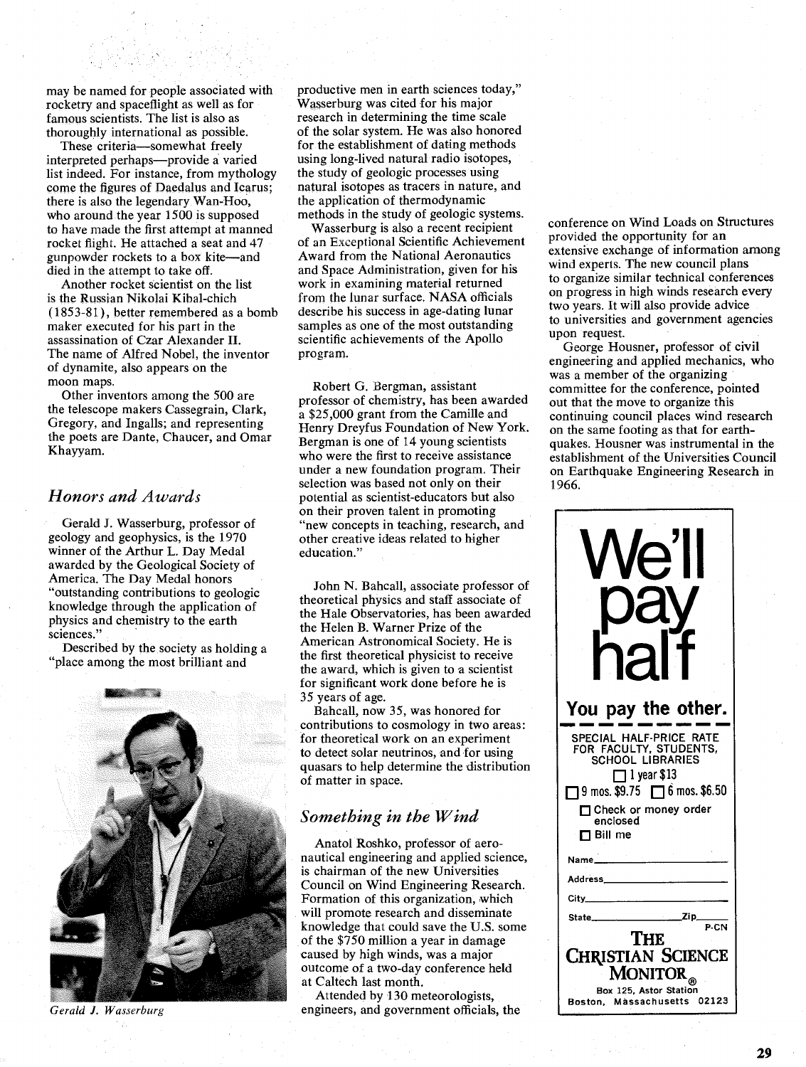may be named for people associated with rocketry and spaceflight as well as for famous scientists. The list is also as thoroughly international as possible.

These criteria—somewhat freely interpreted perhaps—provide a varied list indeed. For instance, from mythology come the figures of Daedalus and Icarus; there is also the legendary Wan-Hoo, who around the year 1500 is supposed to have made the first attempt at manned rocket flight. He attached a seat and 47 gunpowder rockets to a box kite—and died in the attempt to take off.

Another rocket scientist on the list is the Russian Nikolai Kibal-chich (1853-81), better remembered as a bomb maker executed for his part in the assassination of Czar Alexander II. The name of Alfred Nobel, the inventor of dynamite, also appears on the moon maps.

Other inventors among the 500 are the telescope makers Cassegrain, Clark, Gregory, and Ingalls; and representing the poets are Dante, Chaucer, and Omar Khayyam.

## *Honors and Awards*

Gerald J. Wasserburg, professor of geology and geophysics, is the 1970 winner of the Arthur L. Day Medal awarded by the Geological Society of America. The Day Medal honors "outstanding contributions to geologic knowledge through the application of physics and chemistry to the earth sciences."

Described by the society as holding a "place among the most brilliant and productive men in earth sciences today," Wasserburg was cited for his major research in determining the time scale of the solar system. He was also honored for the establishment of dating methods using long-lived natural radio isotopes, the study of geologic processes using natural isotopes as tracers in nature, and the application of thermodynamic methods in the study of geologic systems.

Wasserburg is also a recent recipient of an Exceptional Scientific Achievement Award from the National Aeronautics and Space Administration, given for his work in examining material returned from the lunar surface. NASA officials describe his success in age-dating lunar samples as one of the most outstanding scientific achievements of the Apollo program.

*Gerald J. Wasserburg*

Robert G. Bergman, assistant professor of chemistry, has been awarded a $25,000 grant from the Camille and Henry Dreyfus Foundation of New York. Bergman is one of 14 young scientists who were the first to receive assistance under a new foundation program. Their selection was based not only on their potential as scientist-educators but also on their proven talent in promoting "new concepts in teaching, research, and other creative ideas related to higher education."

John N. Bahcall, associate professor of theoretical physics and staff associate of the Hale Observatories, has been awarded the Helen B. Warner Prize of the American Astronomical Society. He is the first theoretical physicist to receive the award, which is given to a scientist for significant work done before he is 35 years of age.

Bahcall, now 35, was honored for contributions to cosmology in two areas: for theoretical work on an experiment to detect solar neutrinos, and for using quasars to help determine the distribution of matter in space.

## *Something in the Wind*

Anatol Roshko, professor of aeronautical engineering and applied science, is chairman of the new Universities Council on Wind Engineering Research. Formation of this organization, which will promote research and disseminate knowledge that could save the U.S. some of the $750 million a year in damage caused by high winds, was a major outcome of a two-day conference held at Caltech last month.

Attended by 130 meteorologists, engineers, and government officials, the conference on Wind Loads on Structures provided the opportunity for an extensive exchange of information among wind experts. The new council plans to organize similar technical conferences on progress in high winds research every two years. It will also provide advice to universities and government agencies upon request.

George Housner, professor of civil engineering and applied mechanics, who was a member of the organizing committee for the conference, pointed out that the move to organize this continuing council places wind research on the same footing as that for earthquakes. Housner was instrumental in the establishment of the Universities Council on Earthquake Engineering Research in 1966.

**We'll pay half**

**You pay the other.**

SPECIAL HALF-PRICE RATE FOR FACULTY, STUDENTS, SCHOOL LIBRARIES

☐ 1 year $13

☐ 9 mos. $9.75 ☐ 6 mos. $6.50

☐ Check or money order enclosed

☐ Bill me

Name\_\_\_\_\_\_\_\_\_\_

Address\_\_\_\_\_\_\_\_\_\_

City\_\_\_\_\_\_\_\_\_\_

State\_\_\_\_\_\_\_\_\_\_ Zip\_\_\_\_\_

P-CN

**THE CHRISTIAN SCIENCE MONITOR®**

Box 125, Astor Station
Boston, Massachusetts 02123